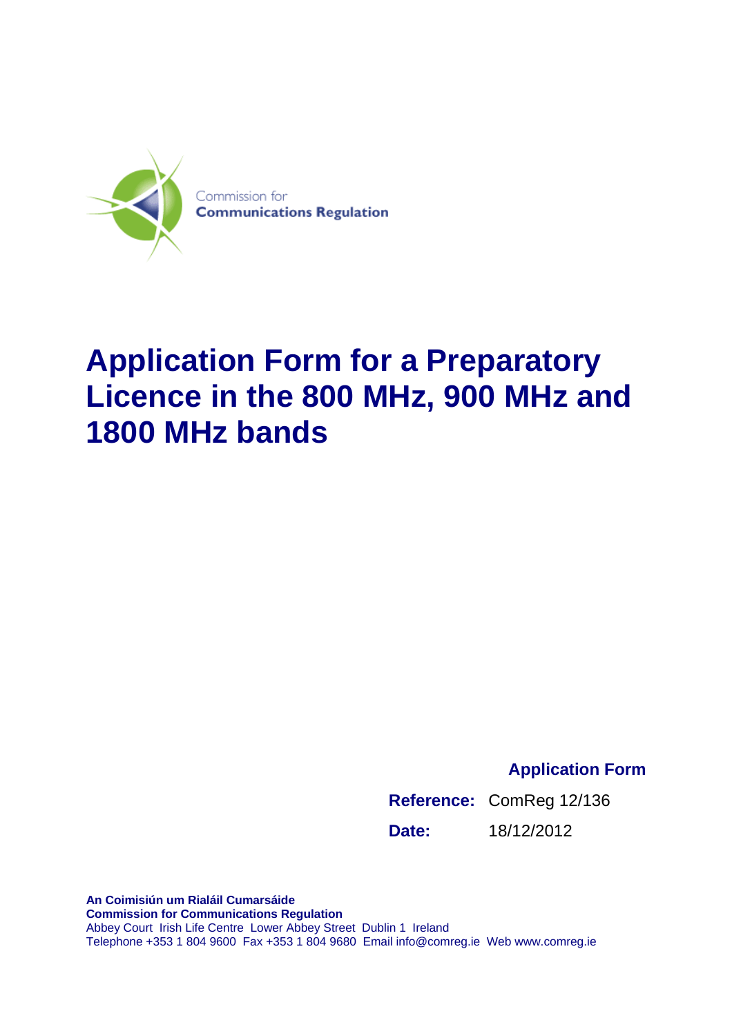Commission for
**Communications Regulation**

# Application Form for a Preparatory Licence in the 800 MHz, 900 MHz and 1800 MHz bands

**Application Form**

**Reference:** ComReg 12/136

**Date:** 18/12/2012

**An Coimisiún um Rialáil Cumarsáide**
**Commission for Communications Regulation**
Abbey Court Irish Life Centre Lower Abbey Street Dublin 1 Ireland
Telephone +353 1 804 9600 Fax +353 1 804 9680 Email info@comreg.ie Web www.comreg.ie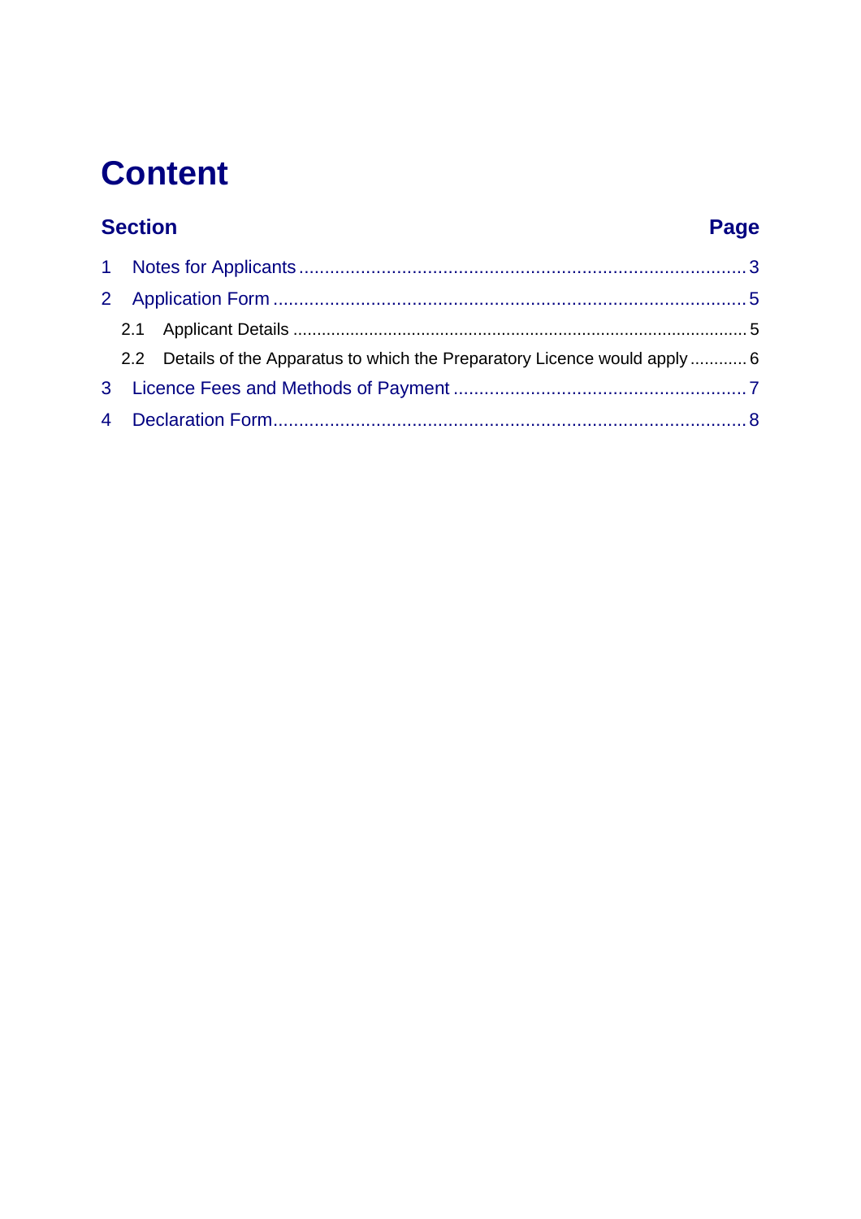# Content

| Section | | Page |
|---|---|---|
| 1 | Notes for Applicants | 3 |
| 2 | Application Form | 5 |
| 2.1 | Applicant Details | 5 |
| 2.2 | Details of the Apparatus to which the Preparatory Licence would apply | 6 |
| 3 | Licence Fees and Methods of Payment | 7 |
| 4 | Declaration Form | 8 |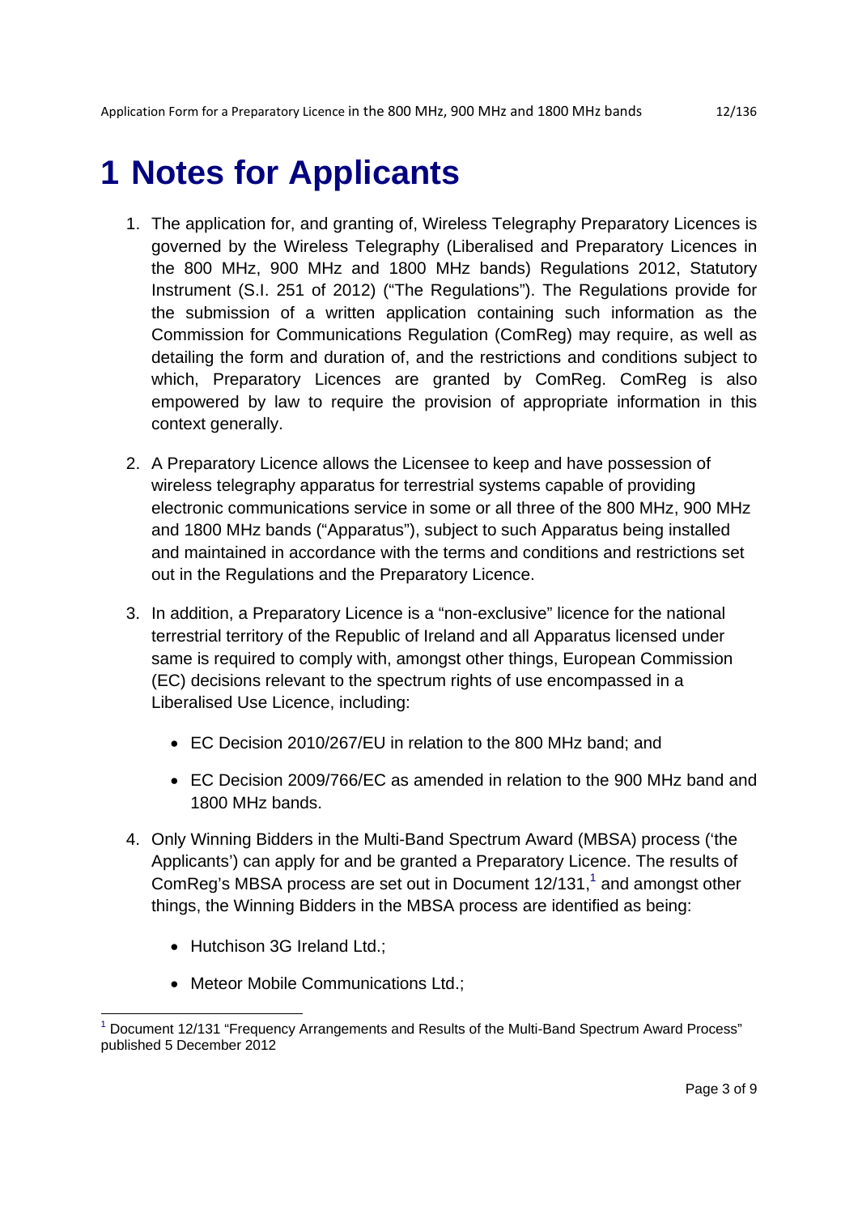# 1 Notes for Applicants

1. The application for, and granting of, Wireless Telegraphy Preparatory Licences is governed by the Wireless Telegraphy (Liberalised and Preparatory Licences in the 800 MHz, 900 MHz and 1800 MHz bands) Regulations 2012, Statutory Instrument (S.I. 251 of 2012) ("The Regulations"). The Regulations provide for the submission of a written application containing such information as the Commission for Communications Regulation (ComReg) may require, as well as detailing the form and duration of, and the restrictions and conditions subject to which, Preparatory Licences are granted by ComReg. ComReg is also empowered by law to require the provision of appropriate information in this context generally.

2. A Preparatory Licence allows the Licensee to keep and have possession of wireless telegraphy apparatus for terrestrial systems capable of providing electronic communications service in some or all three of the 800 MHz, 900 MHz and 1800 MHz bands ("Apparatus"), subject to such Apparatus being installed and maintained in accordance with the terms and conditions and restrictions set out in the Regulations and the Preparatory Licence.

3. In addition, a Preparatory Licence is a "non-exclusive" licence for the national terrestrial territory of the Republic of Ireland and all Apparatus licensed under same is required to comply with, amongst other things, European Commission (EC) decisions relevant to the spectrum rights of use encompassed in a Liberalised Use Licence, including:

    - EC Decision 2010/267/EU in relation to the 800 MHz band; and
    - EC Decision 2009/766/EC as amended in relation to the 900 MHz band and 1800 MHz bands.

4. Only Winning Bidders in the Multi-Band Spectrum Award (MBSA) process ('the Applicants') can apply for and be granted a Preparatory Licence. The results of ComReg's MBSA process are set out in Document 12/131,[1] and amongst other things, the Winning Bidders in the MBSA process are identified as being:

    - Hutchison 3G Ireland Ltd.;
    - Meteor Mobile Communications Ltd.;

[1] Document 12/131 "Frequency Arrangements and Results of the Multi-Band Spectrum Award Process" published 5 December 2012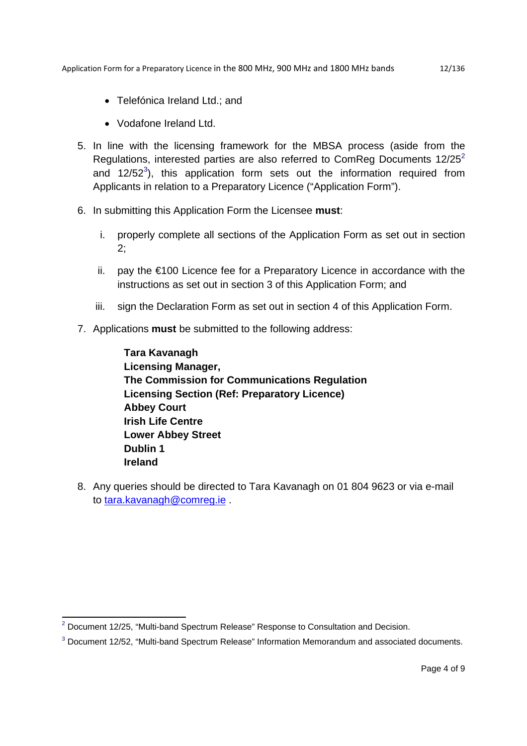- Telefónica Ireland Ltd.; and
- Vodafone Ireland Ltd.

5. In line with the licensing framework for the MBSA process (aside from the Regulations, interested parties are also referred to ComReg Documents 12/25[2] and 12/52[3]), this application form sets out the information required from Applicants in relation to a Preparatory Licence ("Application Form").

6. In submitting this Application Form the Licensee **must**:

   i. properly complete all sections of the Application Form as set out in section 2;

   ii. pay the €100 Licence fee for a Preparatory Licence in accordance with the instructions as set out in section 3 of this Application Form; and

   iii. sign the Declaration Form as set out in section 4 of this Application Form.

7. Applications **must** be submitted to the following address:

   **Tara Kavanagh**
   **Licensing Manager,**
   **The Commission for Communications Regulation**
   **Licensing Section (Ref: Preparatory Licence)**
   **Abbey Court**
   **Irish Life Centre**
   **Lower Abbey Street**
   **Dublin 1**
   **Ireland**

8. Any queries should be directed to Tara Kavanagh on 01 804 9623 or via e-mail to tara.kavanagh@comreg.ie .

[2] Document 12/25, "Multi-band Spectrum Release" Response to Consultation and Decision.

[3] Document 12/52, "Multi-band Spectrum Release" Information Memorandum and associated documents.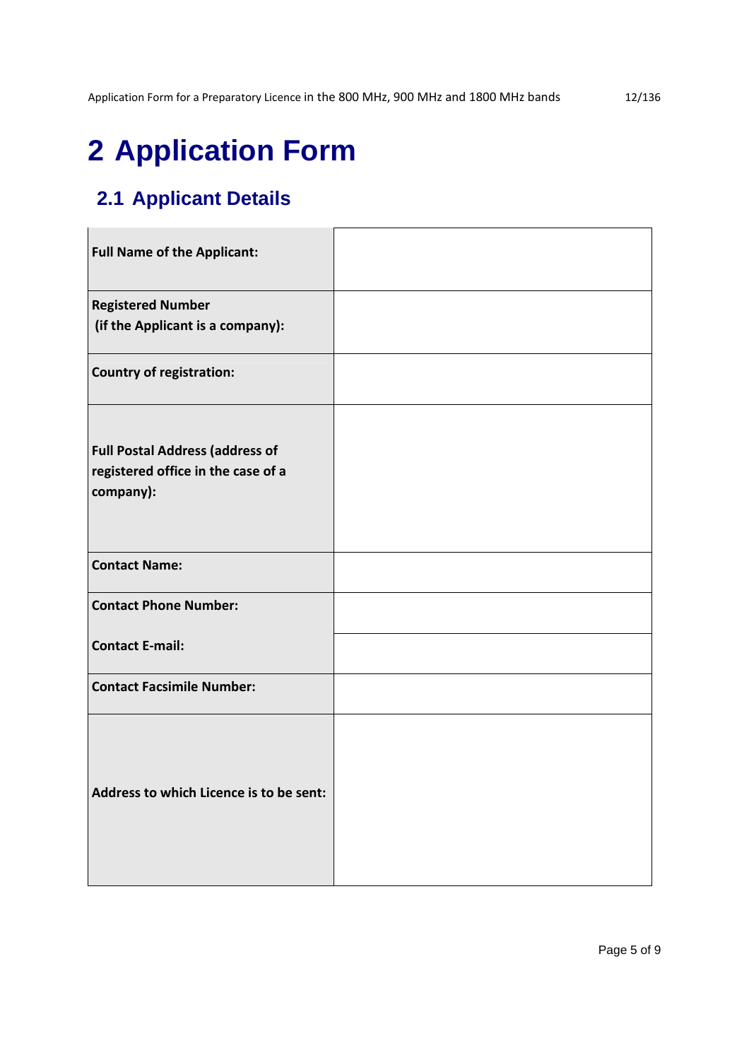# 2 Application Form

## 2.1 Applicant Details

| | |
|---|---|
| **Full Name of the Applicant:** | |
| **Registered Number (if the Applicant is a company):** | |
| **Country of registration:** | |
| **Full Postal Address (address of registered office in the case of a company):** | |
| **Contact Name:** | |
| **Contact Phone Number:** | |
| **Contact E-mail:** | |
| **Contact Facsimile Number:** | |
| **Address to which Licence is to be sent:** | |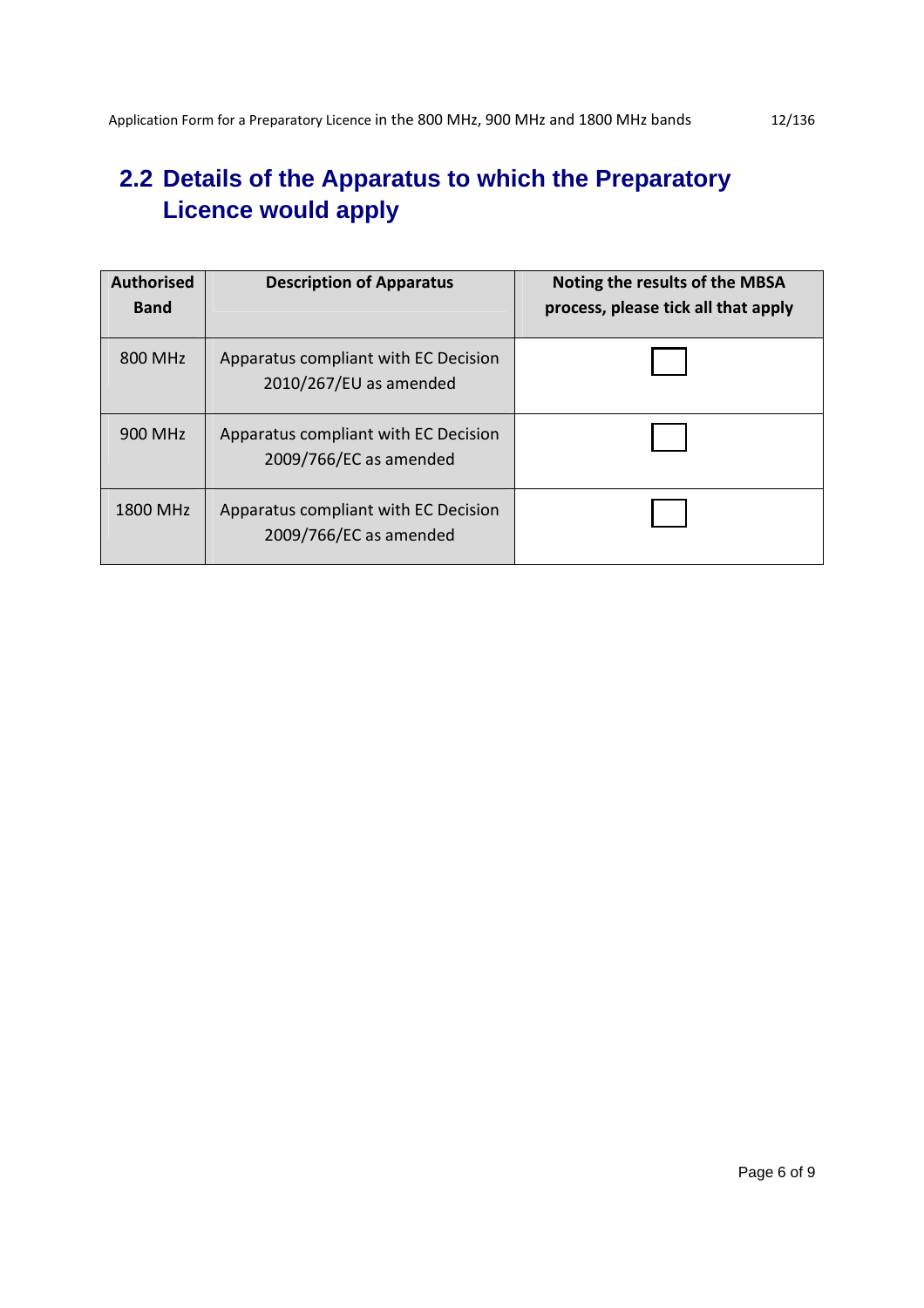## 2.2 Details of the Apparatus to which the Preparatory Licence would apply

| Authorised Band | Description of Apparatus | Noting the results of the MBSA process, please tick all that apply |
|---|---|---|
| 800 MHz | Apparatus compliant with EC Decision 2010/267/EU as amended | ☐ |
| 900 MHz | Apparatus compliant with EC Decision 2009/766/EC as amended | ☐ |
| 1800 MHz | Apparatus compliant with EC Decision 2009/766/EC as amended | ☐ |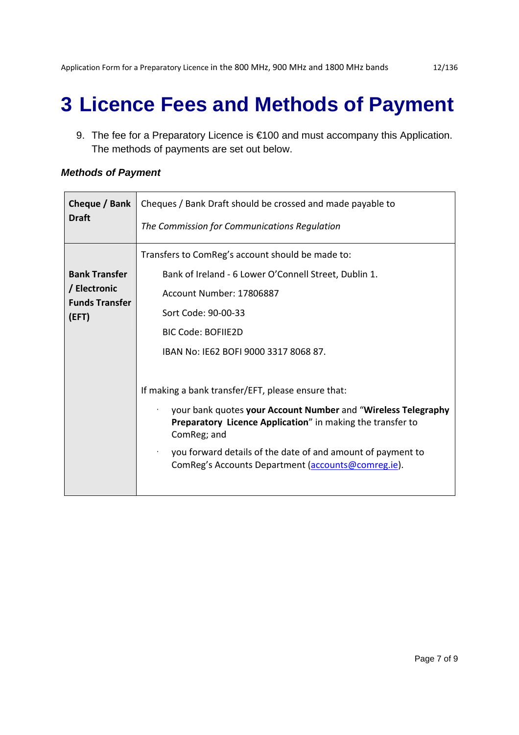# 3 Licence Fees and Methods of Payment

9. The fee for a Preparatory Licence is €100 and must accompany this Application. The methods of payments are set out below.

***Methods of Payment***

| | |
|---|---|
| **Cheque / Bank Draft** | Cheques / Bank Draft should be crossed and made payable to<br><br>*The Commission for Communications Regulation* |
| **Bank Transfer / Electronic Funds Transfer (EFT)** | Transfers to ComReg's account should be made to:<br><br>Bank of Ireland - 6 Lower O'Connell Street, Dublin 1.<br><br>Account Number: 17806887<br><br>Sort Code: 90-00-33<br><br>BIC Code: BOFIIE2D<br><br>IBAN No: IE62 BOFI 9000 3317 8068 87.<br><br>If making a bank transfer/EFT, please ensure that:<br><br>· your bank quotes **your Account Number** and "**Wireless Telegraphy Preparatory Licence Application**" in making the transfer to ComReg; and<br><br>· you forward details of the date of and amount of payment to ComReg's Accounts Department (accounts@comreg.ie). |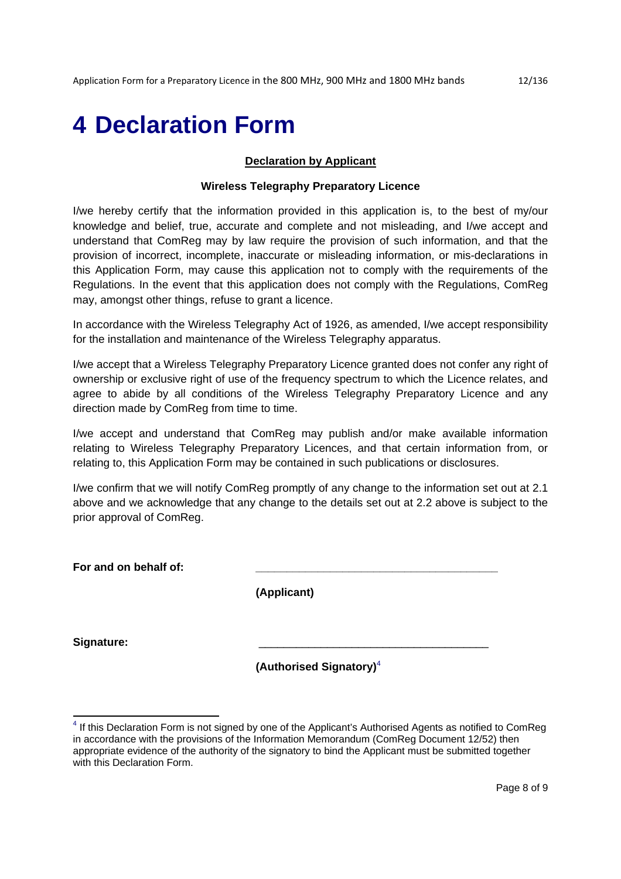# 4 Declaration Form

**<u>Declaration by Applicant</u>**

**Wireless Telegraphy Preparatory Licence**

I/we hereby certify that the information provided in this application is, to the best of my/our knowledge and belief, true, accurate and complete and not misleading, and I/we accept and understand that ComReg may by law require the provision of such information, and that the provision of incorrect, incomplete, inaccurate or misleading information, or mis-declarations in this Application Form, may cause this application not to comply with the requirements of the Regulations. In the event that this application does not comply with the Regulations, ComReg may, amongst other things, refuse to grant a licence.

In accordance with the Wireless Telegraphy Act of 1926, as amended, I/we accept responsibility for the installation and maintenance of the Wireless Telegraphy apparatus.

I/we accept that a Wireless Telegraphy Preparatory Licence granted does not confer any right of ownership or exclusive right of use of the frequency spectrum to which the Licence relates, and agree to abide by all conditions of the Wireless Telegraphy Preparatory Licence and any direction made by ComReg from time to time.

I/we accept and understand that ComReg may publish and/or make available information relating to Wireless Telegraphy Preparatory Licences, and that certain information from, or relating to, this Application Form may be contained in such publications or disclosures.

I/we confirm that we will notify ComReg promptly of any change to the information set out at 2.1 above and we acknowledge that any change to the details set out at 2.2 above is subject to the prior approval of ComReg.

**For and on behalf of:** ______________________________________

**(Applicant)**

**Signature:** ______________________________________

**(Authorised Signatory)**[4]

[4] If this Declaration Form is not signed by one of the Applicant's Authorised Agents as notified to ComReg in accordance with the provisions of the Information Memorandum (ComReg Document 12/52) then appropriate evidence of the authority of the signatory to bind the Applicant must be submitted together with this Declaration Form.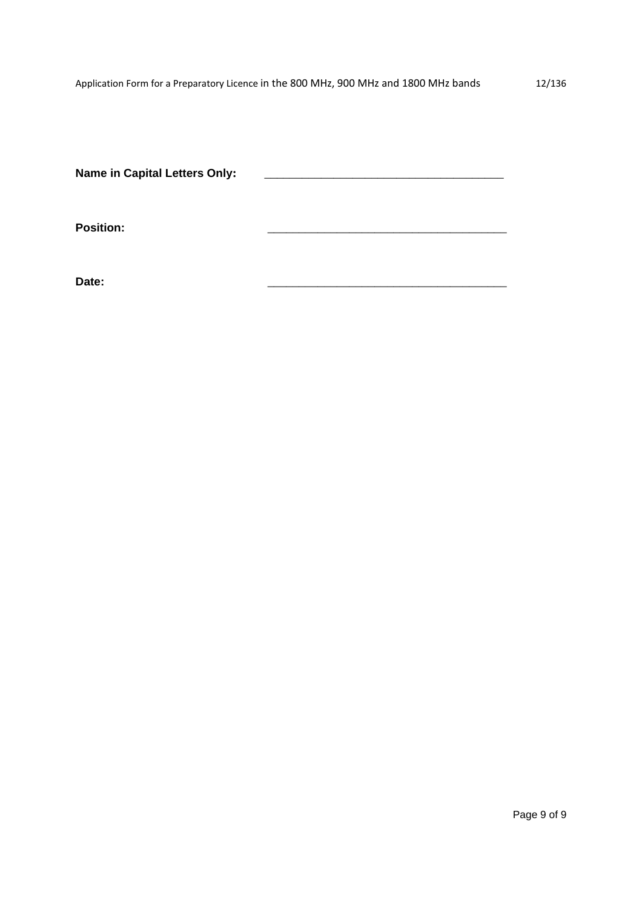**Name in Capital Letters Only:** \_\_\_\_\_\_\_\_\_\_\_\_\_\_\_\_\_\_\_\_\_\_\_\_\_\_\_\_\_\_\_\_\_\_\_\_\_\_\_\_

**Position:** \_\_\_\_\_\_\_\_\_\_\_\_\_\_\_\_\_\_\_\_\_\_\_\_\_\_\_\_\_\_\_\_\_\_\_\_\_\_\_\_

**Date:** \_\_\_\_\_\_\_\_\_\_\_\_\_\_\_\_\_\_\_\_\_\_\_\_\_\_\_\_\_\_\_\_\_\_\_\_\_\_\_\_